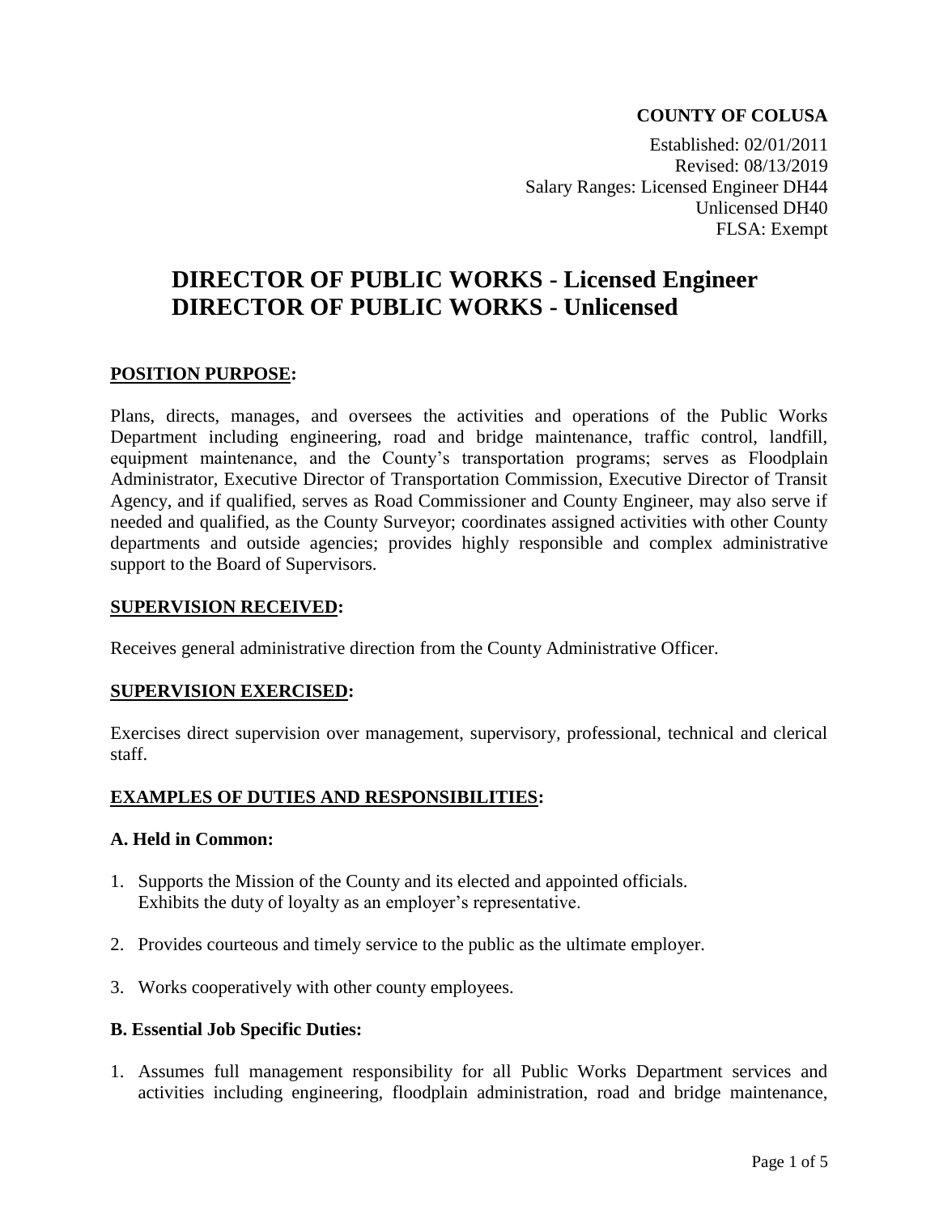**COUNTY OF COLUSA**

Established: 02/01/2011
Revised: 08/13/2019
Salary Ranges: Licensed Engineer DH44
Unlicensed DH40
FLSA: Exempt

# DIRECTOR OF PUBLIC WORKS - Licensed Engineer
# DIRECTOR OF PUBLIC WORKS - Unlicensed

## POSITION PURPOSE:

Plans, directs, manages, and oversees the activities and operations of the Public Works Department including engineering, road and bridge maintenance, traffic control, landfill, equipment maintenance, and the County's transportation programs; serves as Floodplain Administrator, Executive Director of Transportation Commission, Executive Director of Transit Agency, and if qualified, serves as Road Commissioner and County Engineer, may also serve if needed and qualified, as the County Surveyor; coordinates assigned activities with other County departments and outside agencies; provides highly responsible and complex administrative support to the Board of Supervisors.

## SUPERVISION RECEIVED:

Receives general administrative direction from the County Administrative Officer.

## SUPERVISION EXERCISED:

Exercises direct supervision over management, supervisory, professional, technical and clerical staff.

## EXAMPLES OF DUTIES AND RESPONSIBILITIES:

### A. Held in Common:

1. Supports the Mission of the County and its elected and appointed officials. Exhibits the duty of loyalty as an employer's representative.
2. Provides courteous and timely service to the public as the ultimate employer.
3. Works cooperatively with other county employees.

### B. Essential Job Specific Duties:

1. Assumes full management responsibility for all Public Works Department services and activities including engineering, floodplain administration, road and bridge maintenance,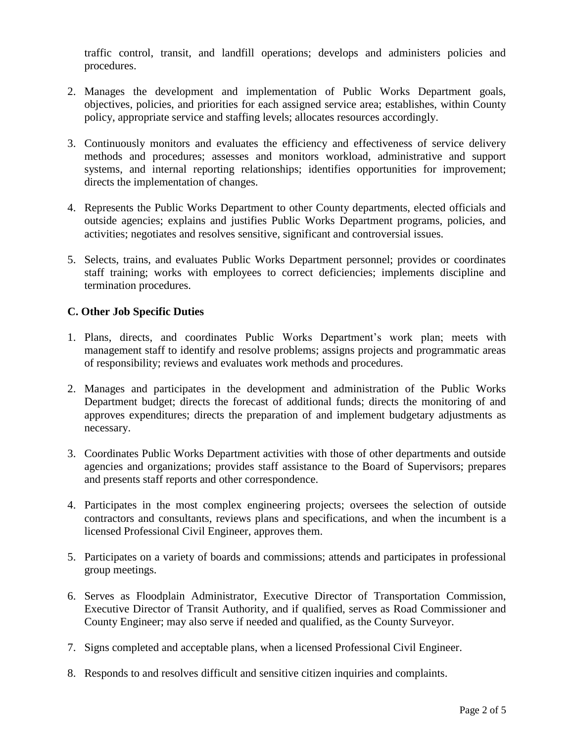traffic control, transit, and landfill operations; develops and administers policies and procedures.

2. Manages the development and implementation of Public Works Department goals, objectives, policies, and priorities for each assigned service area; establishes, within County policy, appropriate service and staffing levels; allocates resources accordingly.

3. Continuously monitors and evaluates the efficiency and effectiveness of service delivery methods and procedures; assesses and monitors workload, administrative and support systems, and internal reporting relationships; identifies opportunities for improvement; directs the implementation of changes.

4. Represents the Public Works Department to other County departments, elected officials and outside agencies; explains and justifies Public Works Department programs, policies, and activities; negotiates and resolves sensitive, significant and controversial issues.

5. Selects, trains, and evaluates Public Works Department personnel; provides or coordinates staff training; works with employees to correct deficiencies; implements discipline and termination procedures.

**C. Other Job Specific Duties**

1. Plans, directs, and coordinates Public Works Department's work plan; meets with management staff to identify and resolve problems; assigns projects and programmatic areas of responsibility; reviews and evaluates work methods and procedures.

2. Manages and participates in the development and administration of the Public Works Department budget; directs the forecast of additional funds; directs the monitoring of and approves expenditures; directs the preparation of and implement budgetary adjustments as necessary.

3. Coordinates Public Works Department activities with those of other departments and outside agencies and organizations; provides staff assistance to the Board of Supervisors; prepares and presents staff reports and other correspondence.

4. Participates in the most complex engineering projects; oversees the selection of outside contractors and consultants, reviews plans and specifications, and when the incumbent is a licensed Professional Civil Engineer, approves them.

5. Participates on a variety of boards and commissions; attends and participates in professional group meetings.

6. Serves as Floodplain Administrator, Executive Director of Transportation Commission, Executive Director of Transit Authority, and if qualified, serves as Road Commissioner and County Engineer; may also serve if needed and qualified, as the County Surveyor.

7. Signs completed and acceptable plans, when a licensed Professional Civil Engineer.

8. Responds to and resolves difficult and sensitive citizen inquiries and complaints.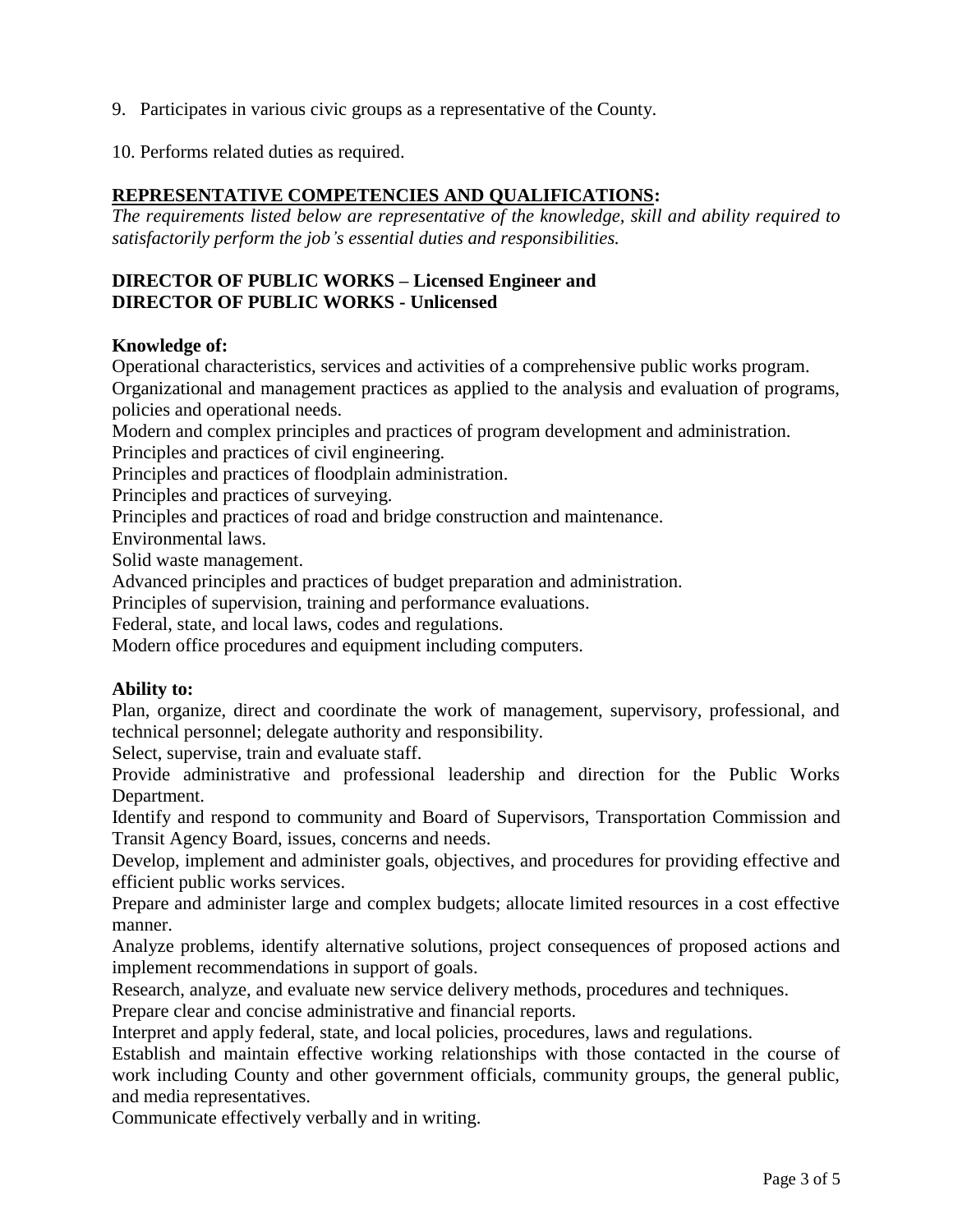9. Participates in various civic groups as a representative of the County.

10. Performs related duties as required.

## REPRESENTATIVE COMPETENCIES AND QUALIFICATIONS:

*The requirements listed below are representative of the knowledge, skill and ability required to satisfactorily perform the job's essential duties and responsibilities.*

### DIRECTOR OF PUBLIC WORKS – Licensed Engineer and DIRECTOR OF PUBLIC WORKS - Unlicensed

**Knowledge of:**

Operational characteristics, services and activities of a comprehensive public works program.
Organizational and management practices as applied to the analysis and evaluation of programs, policies and operational needs.
Modern and complex principles and practices of program development and administration.
Principles and practices of civil engineering.
Principles and practices of floodplain administration.
Principles and practices of surveying.
Principles and practices of road and bridge construction and maintenance.
Environmental laws.
Solid waste management.
Advanced principles and practices of budget preparation and administration.
Principles of supervision, training and performance evaluations.
Federal, state, and local laws, codes and regulations.
Modern office procedures and equipment including computers.

**Ability to:**

Plan, organize, direct and coordinate the work of management, supervisory, professional, and technical personnel; delegate authority and responsibility.
Select, supervise, train and evaluate staff.
Provide administrative and professional leadership and direction for the Public Works Department.
Identify and respond to community and Board of Supervisors, Transportation Commission and Transit Agency Board, issues, concerns and needs.
Develop, implement and administer goals, objectives, and procedures for providing effective and efficient public works services.
Prepare and administer large and complex budgets; allocate limited resources in a cost effective manner.
Analyze problems, identify alternative solutions, project consequences of proposed actions and implement recommendations in support of goals.
Research, analyze, and evaluate new service delivery methods, procedures and techniques.
Prepare clear and concise administrative and financial reports.
Interpret and apply federal, state, and local policies, procedures, laws and regulations.
Establish and maintain effective working relationships with those contacted in the course of work including County and other government officials, community groups, the general public, and media representatives.
Communicate effectively verbally and in writing.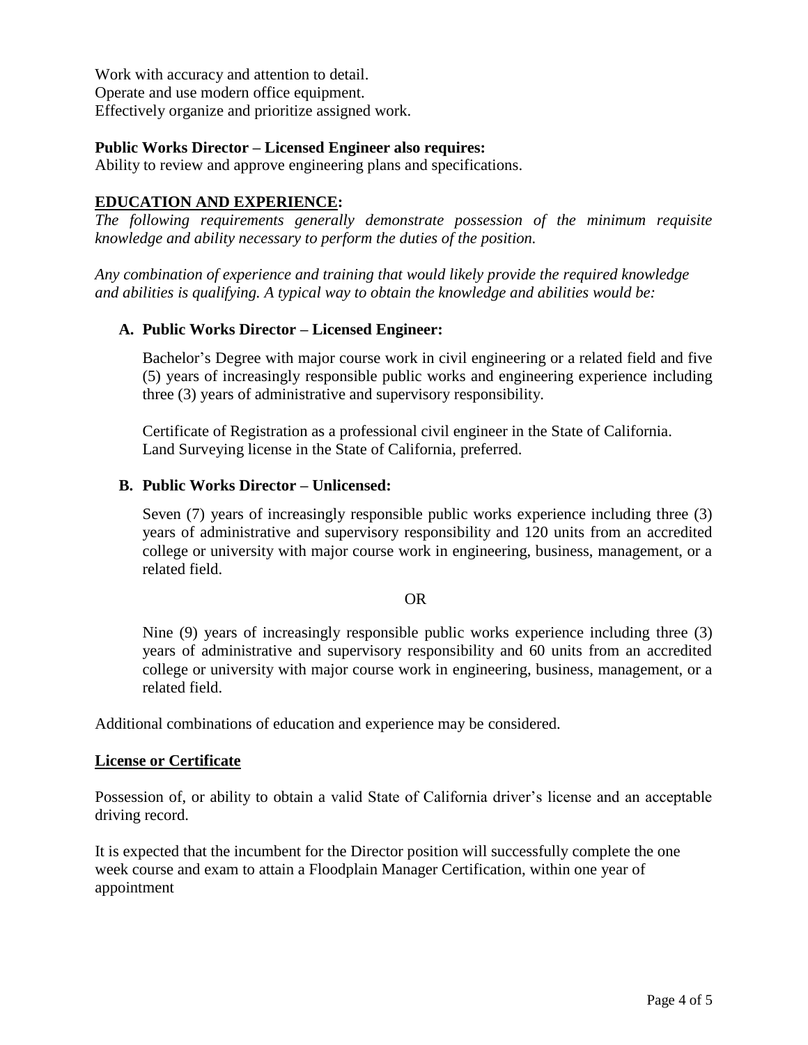Work with accuracy and attention to detail.
Operate and use modern office equipment.
Effectively organize and prioritize assigned work.

**Public Works Director – Licensed Engineer also requires:**
Ability to review and approve engineering plans and specifications.

## EDUCATION AND EXPERIENCE:

*The following requirements generally demonstrate possession of the minimum requisite knowledge and ability necessary to perform the duties of the position.*

*Any combination of experience and training that would likely provide the required knowledge and abilities is qualifying. A typical way to obtain the knowledge and abilities would be:*

**A. Public Works Director – Licensed Engineer:**

Bachelor's Degree with major course work in civil engineering or a related field and five (5) years of increasingly responsible public works and engineering experience including three (3) years of administrative and supervisory responsibility.

Certificate of Registration as a professional civil engineer in the State of California.
Land Surveying license in the State of California, preferred.

**B. Public Works Director – Unlicensed:**

Seven (7) years of increasingly responsible public works experience including three (3) years of administrative and supervisory responsibility and 120 units from an accredited college or university with major course work in engineering, business, management, or a related field.

OR

Nine (9) years of increasingly responsible public works experience including three (3) years of administrative and supervisory responsibility and 60 units from an accredited college or university with major course work in engineering, business, management, or a related field.

Additional combinations of education and experience may be considered.

## License or Certificate

Possession of, or ability to obtain a valid State of California driver's license and an acceptable driving record.

It is expected that the incumbent for the Director position will successfully complete the one week course and exam to attain a Floodplain Manager Certification, within one year of appointment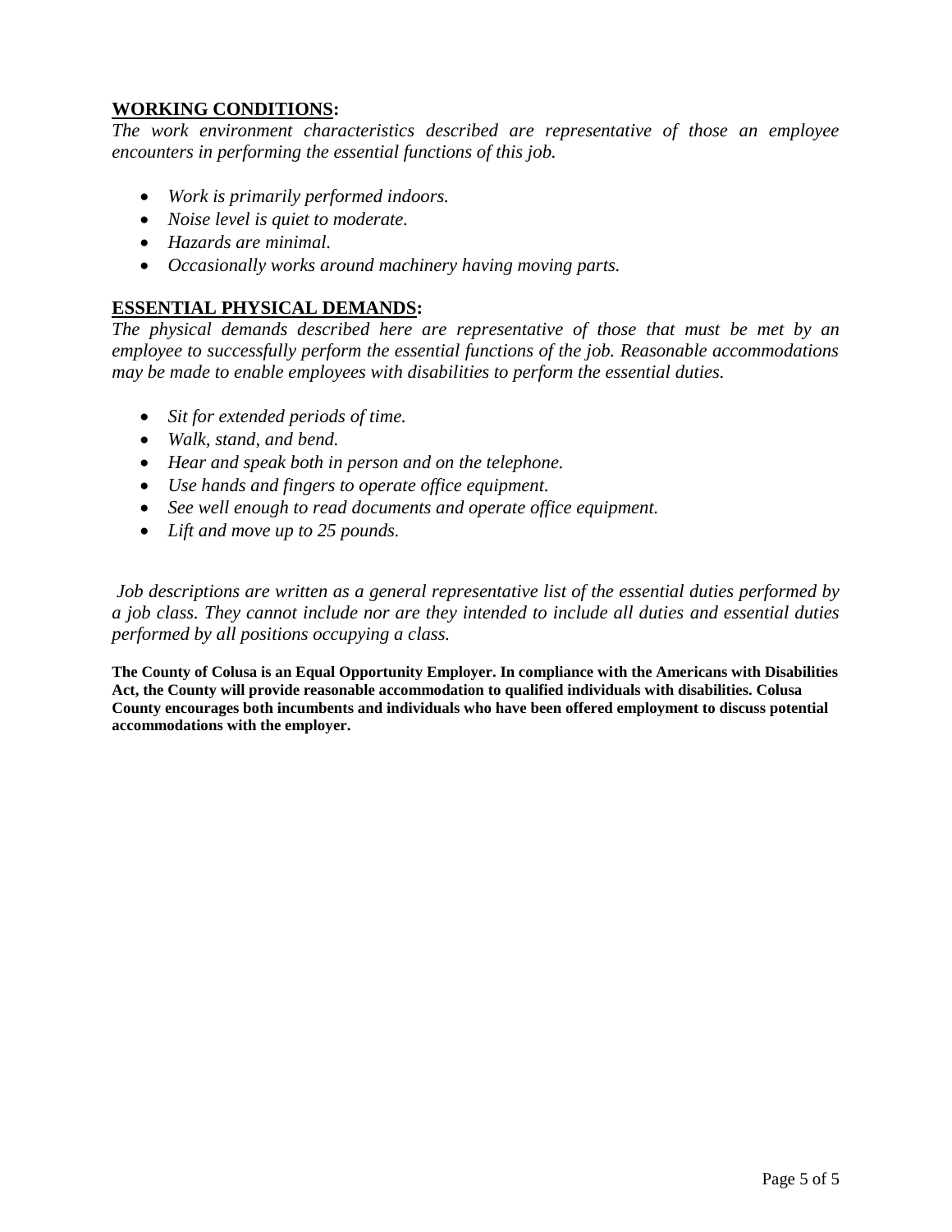## WORKING CONDITIONS:

*The work environment characteristics described are representative of those an employee encounters in performing the essential functions of this job.*

- *Work is primarily performed indoors.*
- *Noise level is quiet to moderate.*
- *Hazards are minimal.*
- *Occasionally works around machinery having moving parts.*

## ESSENTIAL PHYSICAL DEMANDS:

*The physical demands described here are representative of those that must be met by an employee to successfully perform the essential functions of the job. Reasonable accommodations may be made to enable employees with disabilities to perform the essential duties.*

- *Sit for extended periods of time.*
- *Walk, stand, and bend.*
- *Hear and speak both in person and on the telephone.*
- *Use hands and fingers to operate office equipment.*
- *See well enough to read documents and operate office equipment.*
- *Lift and move up to 25 pounds.*

*Job descriptions are written as a general representative list of the essential duties performed by a job class. They cannot include nor are they intended to include all duties and essential duties performed by all positions occupying a class.*

**The County of Colusa is an Equal Opportunity Employer. In compliance with the Americans with Disabilities Act, the County will provide reasonable accommodation to qualified individuals with disabilities. Colusa County encourages both incumbents and individuals who have been offered employment to discuss potential accommodations with the employer.**